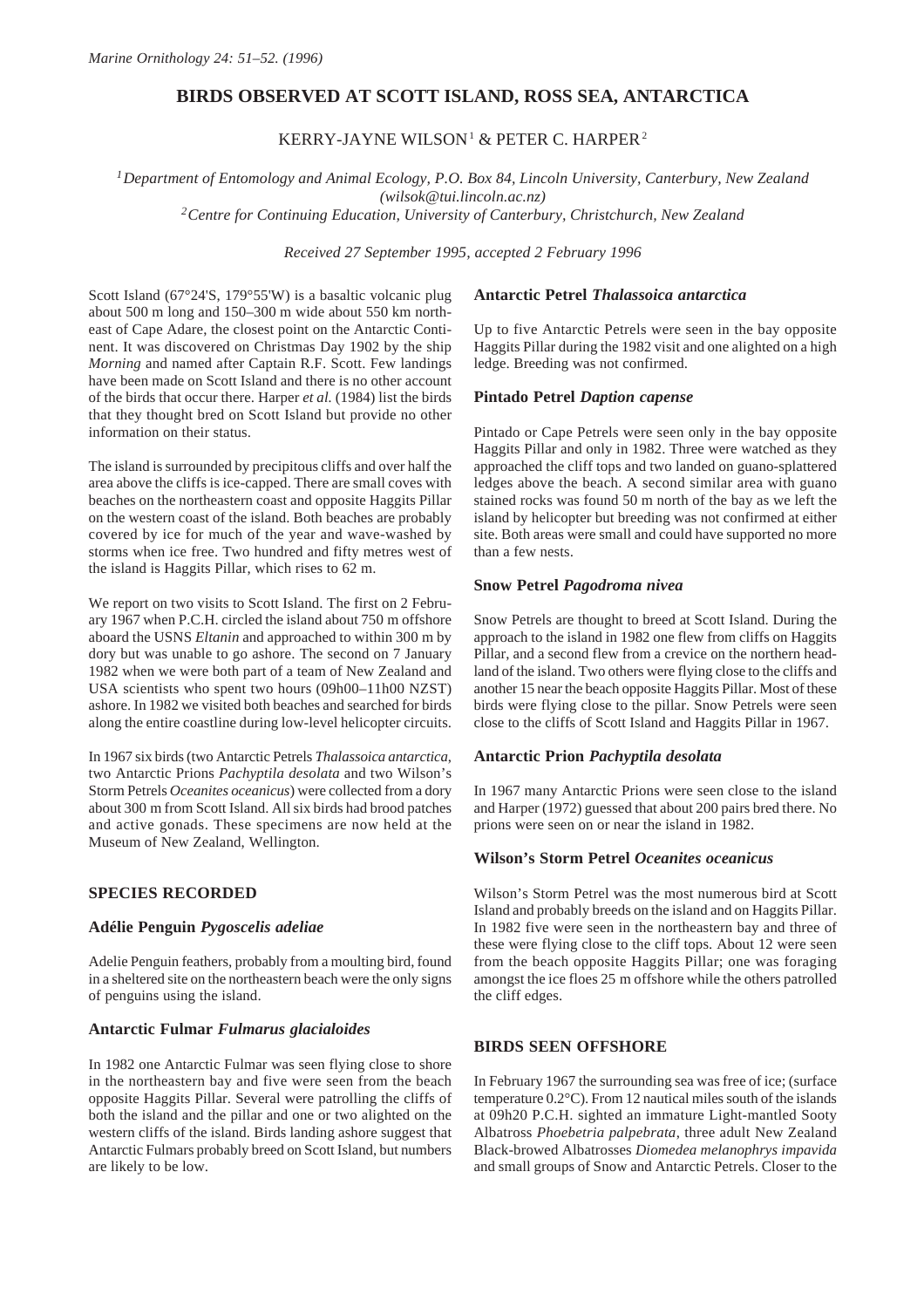# BIRDS OBSERVED AT SCOTT ISLAND, ROSS SEA, ANTARCTICA

KERRY-JAYNE WILSON[1] & PETER C. HARPER[2]

*[1]Department of Entomology and Animal Ecology, P.O. Box 84, Lincoln University, Canterbury, New Zealand (wilsok@tui.lincoln.ac.nz)*
*[2]Centre for Continuing Education, University of Canterbury, Christchurch, New Zealand*

*Received 27 September 1995, accepted 2 February 1996*

Scott Island (67°24'S, 179°55'W) is a basaltic volcanic plug about 500 m long and 150–300 m wide about 550 km northeast of Cape Adare, the closest point on the Antarctic Continent. It was discovered on Christmas Day 1902 by the ship *Morning* and named after Captain R.F. Scott. Few landings have been made on Scott Island and there is no other account of the birds that occur there. Harper *et al.* (1984) list the birds that they thought bred on Scott Island but provide no other information on their status.

The island is surrounded by precipitous cliffs and over half the area above the cliffs is ice-capped. There are small coves with beaches on the northeastern coast and opposite Haggits Pillar on the western coast of the island. Both beaches are probably covered by ice for much of the year and wave-washed by storms when ice free. Two hundred and fifty metres west of the island is Haggits Pillar, which rises to 62 m.

We report on two visits to Scott Island. The first on 2 February 1967 when P.C.H. circled the island about 750 m offshore aboard the USNS *Eltanin* and approached to within 300 m by dory but was unable to go ashore. The second on 7 January 1982 when we were both part of a team of New Zealand and USA scientists who spent two hours (09h00–11h00 NZST) ashore. In 1982 we visited both beaches and searched for birds along the entire coastline during low-level helicopter circuits.

In 1967 six birds (two Antarctic Petrels *Thalassoica antarctica*, two Antarctic Prions *Pachyptila desolata* and two Wilson's Storm Petrels *Oceanites oceanicus*) were collected from a dory about 300 m from Scott Island. All six birds had brood patches and active gonads. These specimens are now held at the Museum of New Zealand, Wellington.

## SPECIES RECORDED

### Adélie Penguin *Pygoscelis adeliae*

Adelie Penguin feathers, probably from a moulting bird, found in a sheltered site on the northeastern beach were the only signs of penguins using the island.

### Antarctic Fulmar *Fulmarus glacialoides*

In 1982 one Antarctic Fulmar was seen flying close to shore in the northeastern bay and five were seen from the beach opposite Haggits Pillar. Several were patrolling the cliffs of both the island and the pillar and one or two alighted on the western cliffs of the island. Birds landing ashore suggest that Antarctic Fulmars probably breed on Scott Island, but numbers are likely to be low.

### Antarctic Petrel *Thalassoica antarctica*

Up to five Antarctic Petrels were seen in the bay opposite Haggits Pillar during the 1982 visit and one alighted on a high ledge. Breeding was not confirmed.

### Pintado Petrel *Daption capense*

Pintado or Cape Petrels were seen only in the bay opposite Haggits Pillar and only in 1982. Three were watched as they approached the cliff tops and two landed on guano-splattered ledges above the beach. A second similar area with guano stained rocks was found 50 m north of the bay as we left the island by helicopter but breeding was not confirmed at either site. Both areas were small and could have supported no more than a few nests.

### Snow Petrel *Pagodroma nivea*

Snow Petrels are thought to breed at Scott Island. During the approach to the island in 1982 one flew from cliffs on Haggits Pillar, and a second flew from a crevice on the northern headland of the island. Two others were flying close to the cliffs and another 15 near the beach opposite Haggits Pillar. Most of these birds were flying close to the pillar. Snow Petrels were seen close to the cliffs of Scott Island and Haggits Pillar in 1967.

### Antarctic Prion *Pachyptila desolata*

In 1967 many Antarctic Prions were seen close to the island and Harper (1972) guessed that about 200 pairs bred there. No prions were seen on or near the island in 1982.

### Wilson's Storm Petrel *Oceanites oceanicus*

Wilson's Storm Petrel was the most numerous bird at Scott Island and probably breeds on the island and on Haggits Pillar. In 1982 five were seen in the northeastern bay and three of these were flying close to the cliff tops. About 12 were seen from the beach opposite Haggits Pillar; one was foraging amongst the ice floes 25 m offshore while the others patrolled the cliff edges.

## BIRDS SEEN OFFSHORE

In February 1967 the surrounding sea was free of ice; (surface temperature 0.2°C). From 12 nautical miles south of the islands at 09h20 P.C.H. sighted an immature Light-mantled Sooty Albatross *Phoebetria palpebrata*, three adult New Zealand Black-browed Albatrosses *Diomedea melanophrys impavida* and small groups of Snow and Antarctic Petrels. Closer to the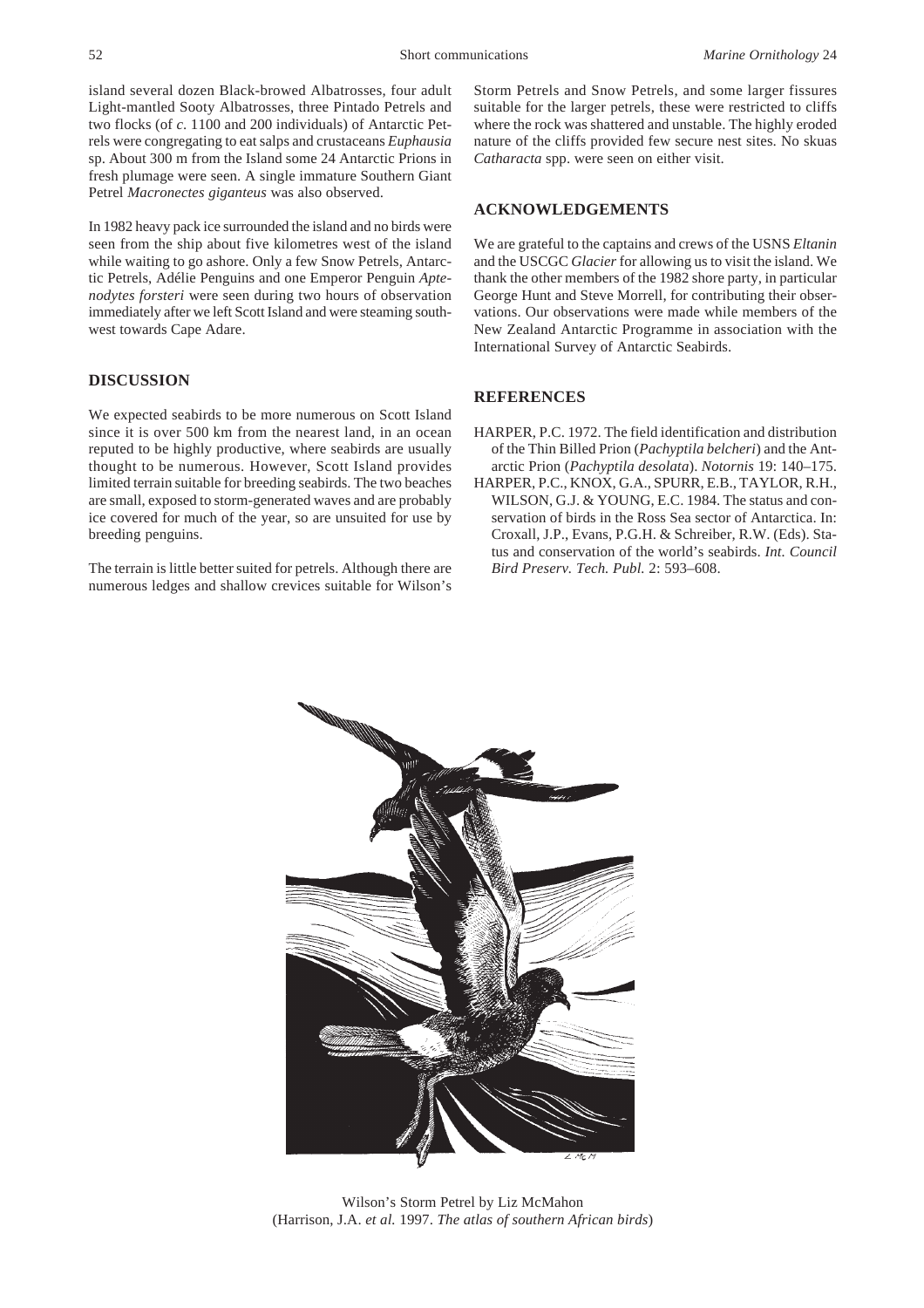island several dozen Black-browed Albatrosses, four adult Light-mantled Sooty Albatrosses, three Pintado Petrels and two flocks (of *c.* 1100 and 200 individuals) of Antarctic Petrels were congregating to eat salps and crustaceans *Euphausia* sp. About 300 m from the Island some 24 Antarctic Prions in fresh plumage were seen. A single immature Southern Giant Petrel *Macronectes giganteus* was also observed.

In 1982 heavy pack ice surrounded the island and no birds were seen from the ship about five kilometres west of the island while waiting to go ashore. Only a few Snow Petrels, Antarctic Petrels, Adélie Penguins and one Emperor Penguin *Aptenodytes forsteri* were seen during two hours of observation immediately after we left Scott Island and were steaming southwest towards Cape Adare.

## DISCUSSION

We expected seabirds to be more numerous on Scott Island since it is over 500 km from the nearest land, in an ocean reputed to be highly productive, where seabirds are usually thought to be numerous. However, Scott Island provides limited terrain suitable for breeding seabirds. The two beaches are small, exposed to storm-generated waves and are probably ice covered for much of the year, so are unsuited for use by breeding penguins.

The terrain is little better suited for petrels. Although there are numerous ledges and shallow crevices suitable for Wilson's Storm Petrels and Snow Petrels, and some larger fissures suitable for the larger petrels, these were restricted to cliffs where the rock was shattered and unstable. The highly eroded nature of the cliffs provided few secure nest sites. No skuas *Catharacta* spp. were seen on either visit.

## ACKNOWLEDGEMENTS

We are grateful to the captains and crews of the USNS *Eltanin* and the USCGC *Glacier* for allowing us to visit the island. We thank the other members of the 1982 shore party, in particular George Hunt and Steve Morrell, for contributing their observations. Our observations were made while members of the New Zealand Antarctic Programme in association with the International Survey of Antarctic Seabirds.

## REFERENCES

HARPER, P.C. 1972. The field identification and distribution of the Thin Billed Prion (*Pachyptila belcheri*) and the Antarctic Prion (*Pachyptila desolata*). *Notornis* 19: 140–175.

HARPER, P.C., KNOX, G.A., SPURR, E.B., TAYLOR, R.H., WILSON, G.J. & YOUNG, E.C. 1984. The status and conservation of birds in the Ross Sea sector of Antarctica. In: Croxall, J.P., Evans, P.G.H. & Schreiber, R.W. (Eds). Status and conservation of the world's seabirds. *Int. Council Bird Preserv. Tech. Publ.* 2: 593–608.

Wilson's Storm Petrel by Liz McMahon
(Harrison, J.A. *et al.* 1997. *The atlas of southern African birds*)